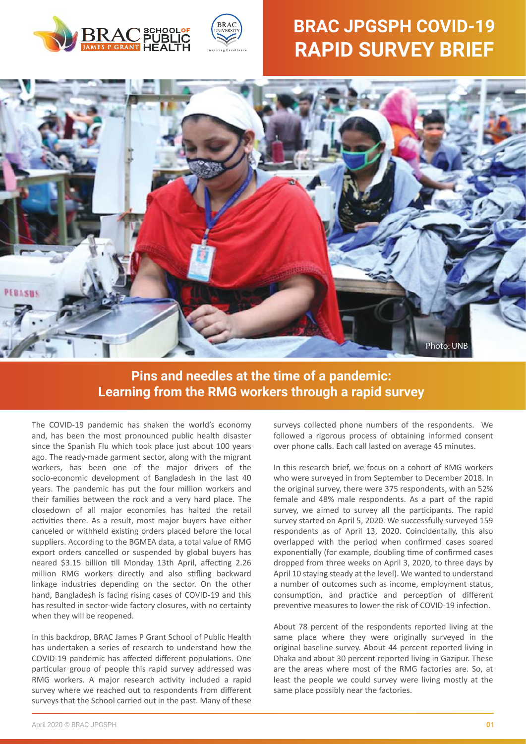# BRAC JPGSPH COVID-19 RAPID SURVEY BRIEF

Photo: UNB

## Pins and needles at the time of a pandemic: Learning from the RMG workers through a rapid survey

The COVID-19 pandemic has shaken the world's economy and, has been the most pronounced public health disaster since the Spanish Flu which took place just about 100 years ago. The ready-made garment sector, along with the migrant workers, has been one of the major drivers of the socio-economic development of Bangladesh in the last 40 years. The pandemic has put the four million workers and their families between the rock and a very hard place. The closedown of all major economies has halted the retail activities there. As a result, most major buyers have either canceled or withheld existing orders placed before the local suppliers. According to the BGMEA data, a total value of RMG export orders cancelled or suspended by global buyers has neared $3.15 billion till Monday 13th April, affecting 2.26 million RMG workers directly and also stifling backward linkage industries depending on the sector. On the other hand, Bangladesh is facing rising cases of COVID-19 and this has resulted in sector-wide factory closures, with no certainty when they will be reopened.

In this backdrop, BRAC James P Grant School of Public Health has undertaken a series of research to understand how the COVID-19 pandemic has affected different populations. One particular group of people this rapid survey addressed was RMG workers. A major research activity included a rapid survey where we reached out to respondents from different surveys that the School carried out in the past. Many of these surveys collected phone numbers of the respondents. We followed a rigorous process of obtaining informed consent over phone calls. Each call lasted on average 45 minutes.

In this research brief, we focus on a cohort of RMG workers who were surveyed in from September to December 2018. In the original survey, there were 375 respondents, with an 52% female and 48% male respondents. As a part of the rapid survey, we aimed to survey all the participants. The rapid survey started on April 5, 2020. We successfully surveyed 159 respondents as of April 13, 2020. Coincidentally, this also overlapped with the period when confirmed cases soared exponentially (for example, doubling time of confirmed cases dropped from three weeks on April 3, 2020, to three days by April 10 staying steady at the level). We wanted to understand a number of outcomes such as income, employment status, consumption, and practice and perception of different preventive measures to lower the risk of COVID-19 infection.

About 78 percent of the respondents reported living at the same place where they were originally surveyed in the original baseline survey. About 44 percent reported living in Dhaka and about 30 percent reported living in Gazipur. These are the areas where most of the RMG factories are. So, at least the people we could survey were living mostly at the same place possibly near the factories.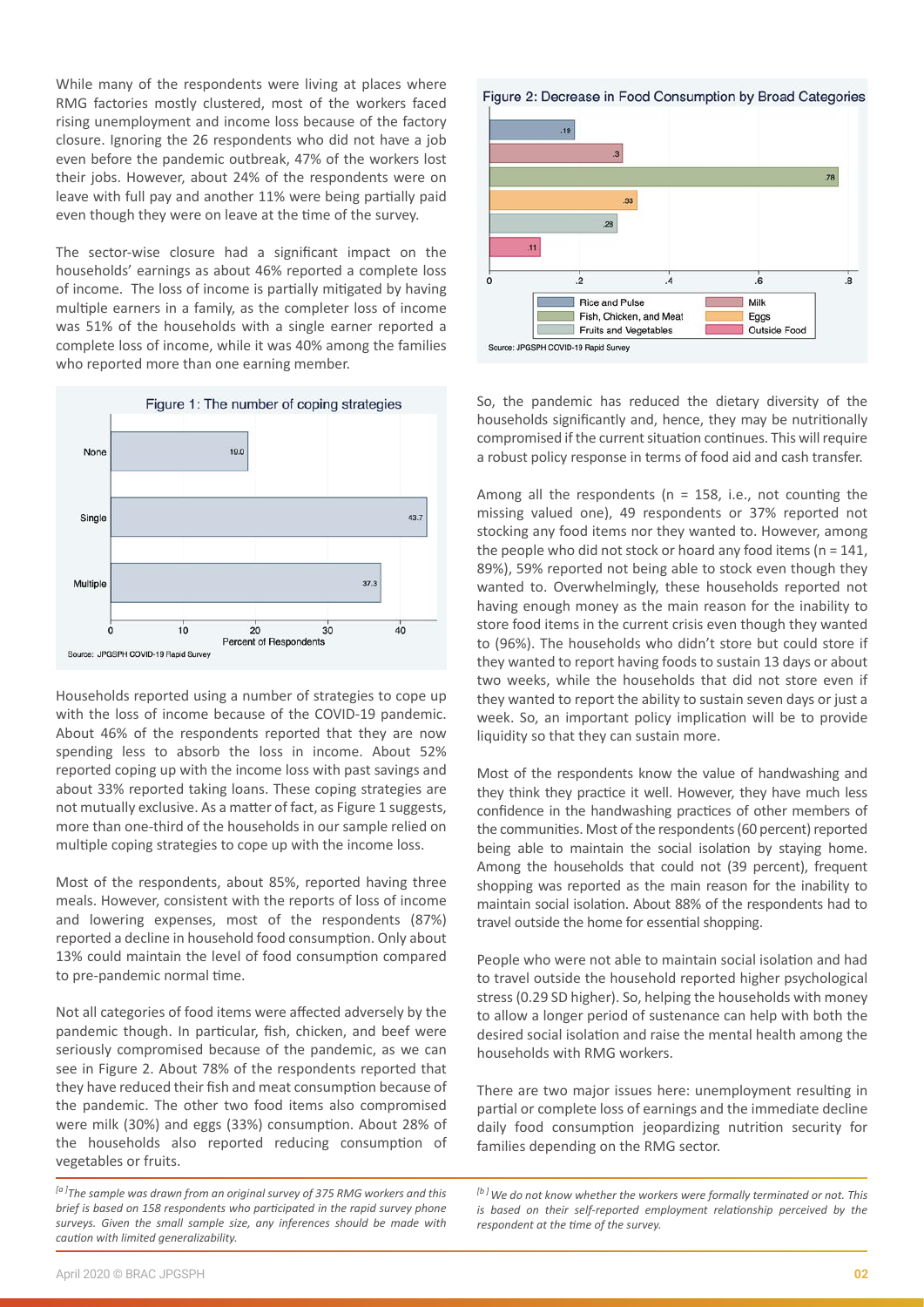While many of the respondents were living at places where RMG factories mostly clustered, most of the workers faced rising unemployment and income loss because of the factory closure. Ignoring the 26 respondents who did not have a job even before the pandemic outbreak, 47% of the workers lost their jobs. However, about 24% of the respondents were on leave with full pay and another 11% were being partially paid even though they were on leave at the time of the survey.

The sector-wise closure had a significant impact on the households' earnings as about 46% reported a complete loss of income. The loss of income is partially mitigated by having multiple earners in a family, as the completer loss of income was 51% of the households with a single earner reported a complete loss of income, while it was 40% among the families who reported more than one earning member.

Figure 1: The number of coping strategies

| Coping strategies | Percent of Respondents |
|---|---|
| None | 19.0 |
| Single | 43.7 |
| Multiple | 37.3 |

Source: JPGSPH COVID-19 Rapid Survey

Households reported using a number of strategies to cope up with the loss of income because of the COVID-19 pandemic. About 46% of the respondents reported that they are now spending less to absorb the loss in income. About 52% reported coping up with the income loss with past savings and about 33% reported taking loans. These coping strategies are not mutually exclusive. As a matter of fact, as Figure 1 suggests, more than one-third of the households in our sample relied on multiple coping strategies to cope up with the income loss.

Most of the respondents, about 85%, reported having three meals. However, consistent with the reports of loss of income and lowering expenses, most of the respondents (87%) reported a decline in household food consumption. Only about 13% could maintain the level of food consumption compared to pre-pandemic normal time.

Not all categories of food items were affected adversely by the pandemic though. In particular, fish, chicken, and beef were seriously compromised because of the pandemic, as we can see in Figure 2. About 78% of the respondents reported that they have reduced their fish and meat consumption because of the pandemic. The other two food items also compromised were milk (30%) and eggs (33%) consumption. About 28% of the households also reported reducing consumption of vegetables or fruits.

*[a] The sample was drawn from an original survey of 375 RMG workers and this brief is based on 158 respondents who participated in the rapid survey phone surveys. Given the small sample size, any inferences should be made with caution with limited generalizability.*

Figure 2: Decrease in Food Consumption by Broad Categories

| Category | Proportion |
|---|---|
| Rice and Pulse | .19 |
| Milk | .3 |
| Fish, Chicken, and Meat | .78 |
| Eggs | .33 |
| Fruits and Vegetables | .28 |
| Outside Food | .11 |

Source: JPGSPH COVID-19 Rapid Survey

So, the pandemic has reduced the dietary diversity of the households significantly and, hence, they may be nutritionally compromised if the current situation continues. This will require a robust policy response in terms of food aid and cash transfer.

Among all the respondents (n = 158, i.e., not counting the missing valued one), 49 respondents or 37% reported not stocking any food items nor they wanted to. However, among the people who did not stock or hoard any food items (n = 141, 89%), 59% reported not being able to stock even though they wanted to. Overwhelmingly, these households reported not having enough money as the main reason for the inability to store food items in the current crisis even though they wanted to (96%). The households who didn't store but could store if they wanted to report having foods to sustain 13 days or about two weeks, while the households that did not store even if they wanted to report the ability to sustain seven days or just a week. So, an important policy implication will be to provide liquidity so that they can sustain more.

Most of the respondents know the value of handwashing and they think they practice it well. However, they have much less confidence in the handwashing practices of other members of the communities. Most of the respondents (60 percent) reported being able to maintain the social isolation by staying home. Among the households that could not (39 percent), frequent shopping was reported as the main reason for the inability to maintain social isolation. About 88% of the respondents had to travel outside the home for essential shopping.

People who were not able to maintain social isolation and had to travel outside the household reported higher psychological stress (0.29 SD higher). So, helping the households with money to allow a longer period of sustenance can help with both the desired social isolation and raise the mental health among the households with RMG workers.

There are two major issues here: unemployment resulting in partial or complete loss of earnings and the immediate decline daily food consumption jeopardizing nutrition security for families depending on the RMG sector.

*[b] We do not know whether the workers were formally terminated or not. This is based on their self-reported employment relationship perceived by the respondent at the time of the survey.*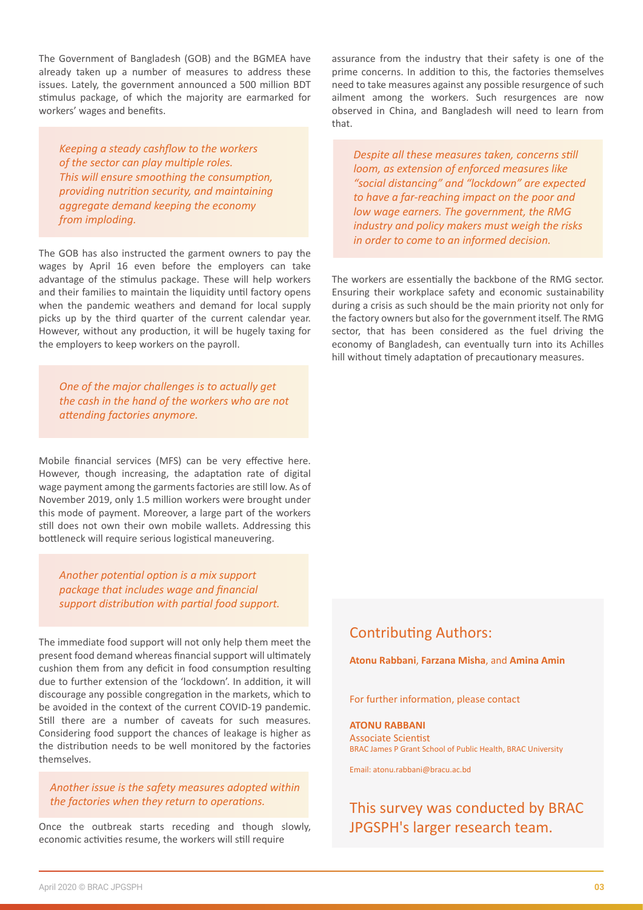The Government of Bangladesh (GOB) and the BGMEA have already taken up a number of measures to address these issues. Lately, the government announced a 500 million BDT stimulus package, of which the majority are earmarked for workers' wages and benefits.

*Keeping a steady cashflow to the workers of the sector can play multiple roles. This will ensure smoothing the consumption, providing nutrition security, and maintaining aggregate demand keeping the economy from imploding.*

The GOB has also instructed the garment owners to pay the wages by April 16 even before the employers can take advantage of the stimulus package. These will help workers and their families to maintain the liquidity until factory opens when the pandemic weathers and demand for local supply picks up by the third quarter of the current calendar year. However, without any production, it will be hugely taxing for the employers to keep workers on the payroll.

*One of the major challenges is to actually get the cash in the hand of the workers who are not attending factories anymore.*

Mobile financial services (MFS) can be very effective here. However, though increasing, the adaptation rate of digital wage payment among the garments factories are still low. As of November 2019, only 1.5 million workers were brought under this mode of payment. Moreover, a large part of the workers still does not own their own mobile wallets. Addressing this bottleneck will require serious logistical maneuvering.

*Another potential option is a mix support package that includes wage and financial support distribution with partial food support.*

The immediate food support will not only help them meet the present food demand whereas financial support will ultimately cushion them from any deficit in food consumption resulting due to further extension of the 'lockdown'. In addition, it will discourage any possible congregation in the markets, which to be avoided in the context of the current COVID-19 pandemic. Still there are a number of caveats for such measures. Considering food support the chances of leakage is higher as the distribution needs to be well monitored by the factories themselves.

*Another issue is the safety measures adopted within the factories when they return to operations.*

Once the outbreak starts receding and though slowly, economic activities resume, the workers will still require assurance from the industry that their safety is one of the prime concerns. In addition to this, the factories themselves need to take measures against any possible resurgence of such ailment among the workers. Such resurgences are now observed in China, and Bangladesh will need to learn from that.

*Despite all these measures taken, concerns still loom, as extension of enforced measures like "social distancing" and "lockdown" are expected to have a far-reaching impact on the poor and low wage earners. The government, the RMG industry and policy makers must weigh the risks in order to come to an informed decision.*

The workers are essentially the backbone of the RMG sector. Ensuring their workplace safety and economic sustainability during a crisis as such should be the main priority not only for the factory owners but also for the government itself. The RMG sector, that has been considered as the fuel driving the economy of Bangladesh, can eventually turn into its Achilles hill without timely adaptation of precautionary measures.

## Contributing Authors:

**Atonu Rabbani**, **Farzana Misha**, and **Amina Amin**

For further information, please contact

**ATONU RABBANI**
Associate Scientist
BRAC James P Grant School of Public Health, BRAC University

Email: atonu.rabbani@bracu.ac.bd

This survey was conducted by BRAC JPGSPH's larger research team.